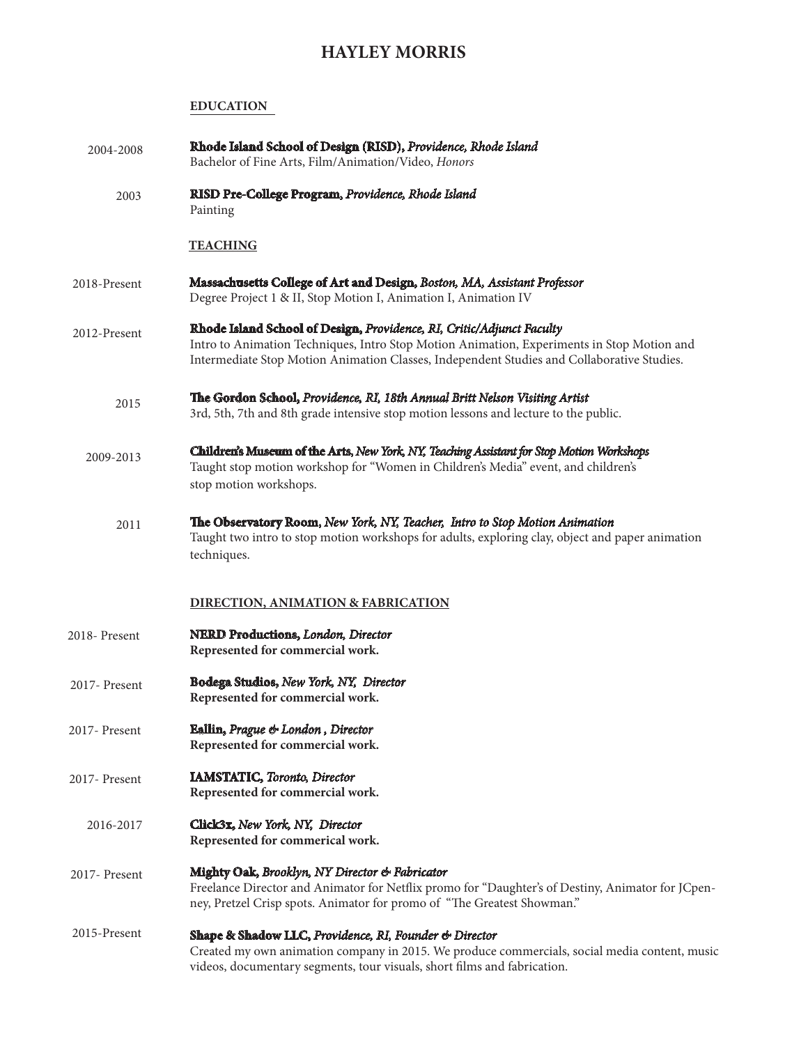# HAYLEY MORRIS

## EDUCATION

2004-2008 **Rhode Island School of Design (RISD),** *Providence, Rhode Island*
Bachelor of Fine Arts, Film/Animation/Video, *Honors*

2003 **RISD Pre-College Program,** *Providence, Rhode Island*
Painting

## TEACHING

2018-Present **Massachusetts College of Art and Design,** *Boston, MA, Assistant Professor*
Degree Project 1 & II, Stop Motion I, Animation I, Animation IV

2012-Present **Rhode Island School of Design,** *Providence, RI, Critic/Adjunct Faculty*
Intro to Animation Techniques, Intro Stop Motion Animation, Experiments in Stop Motion and Intermediate Stop Motion Animation Classes, Independent Studies and Collaborative Studies.

2015 **The Gordon School,** *Providence, RI, 18th Annual Britt Nelson Visiting Artist*
3rd, 5th, 7th and 8th grade intensive stop motion lessons and lecture to the public.

2009-2013 **Children's Museum of the Arts,** *New York, NY, Teaching Assistant for Stop Motion Workshops*
Taught stop motion workshop for "Women in Children's Media" event, and children's stop motion workshops.

2011 **The Observatory Room,** *New York, NY, Teacher, Intro to Stop Motion Animation*
Taught two intro to stop motion workshops for adults, exploring clay, object and paper animation techniques.

## DIRECTION, ANIMATION & FABRICATION

2018- Present **NERD Productions,** *London, Director*
**Represented for commercial work.**

2017- Present **Bodega Studios,** *New York, NY, Director*
**Represented for commercial work.**

2017- Present **Eallin,** *Prague & London , Director*
**Represented for commercial work.**

2017- Present **IAMSTATIC,** *Toronto, Director*
**Represented for commercial work.**

2016-2017 **Click3x,** *New York, NY, Director*
**Represented for commerical work.**

2017- Present **Mighty Oak,** *Brooklyn, NY Director & Fabricator*
Freelance Director and Animator for Netflix promo for "Daughter's of Destiny, Animator for JCpenney, Pretzel Crisp spots. Animator for promo of "The Greatest Showman."

2015-Present **Shape & Shadow LLC,** *Providence, RI, Founder & Director*
Created my own animation company in 2015. We produce commercials, social media content, music videos, documentary segments, tour visuals, short films and fabrication.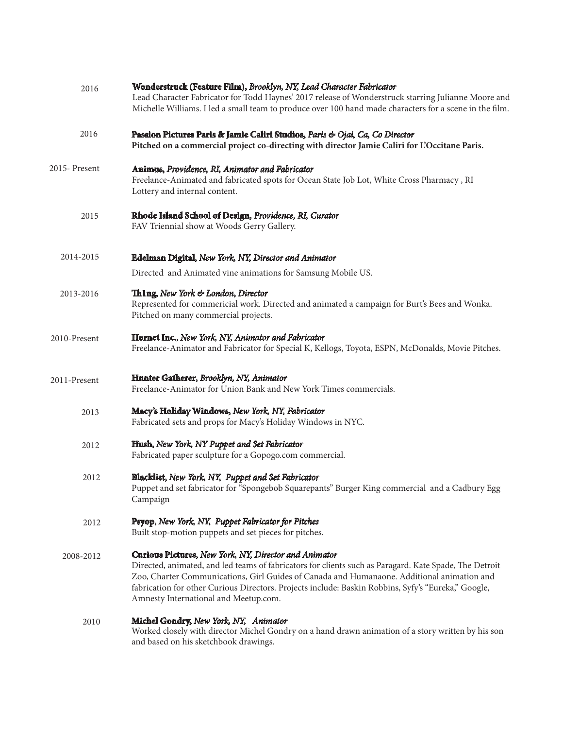2016 **Wonderstruck (Feature Film),** *Brooklyn, NY, Lead Character Fabricator*
Lead Character Fabricator for Todd Haynes' 2017 release of Wonderstruck starring Julianne Moore and Michelle Williams. I led a small team to produce over 100 hand made characters for a scene in the film.

2016 **Passion Pictures Paris & Jamie Caliri Studios,** *Paris & Ojai, Ca, Co Director*
**Pitched on a commercial project co-directing with director Jamie Caliri for L'Occitane Paris.**

2015- Present **Animus,** *Providence, RI, Animator and Fabricator*
Freelance-Animated and fabricated spots for Ocean State Job Lot, White Cross Pharmacy , RI Lottery and internal content.

2015 **Rhode Island School of Design,** *Providence, RI, Curator*
FAV Triennial show at Woods Gerry Gallery.

2014-2015 **Edelman Digital,** *New York, NY, Director and Animator*
Directed and Animated vine animations for Samsung Mobile US.

2013-2016 **Th1ng,** *New York & London, Director*
Represented for commericial work. Directed and animated a campaign for Burt's Bees and Wonka. Pitched on many commercial projects.

2010-Present **Hornet Inc.,** *New York, NY, Animator and Fabricator*
Freelance-Animator and Fabricator for Special K, Kellogs, Toyota, ESPN, McDonalds, Movie Pitches.

2011-Present **Hunter Gatherer,** *Brooklyn, NY, Animator*
Freelance-Animator for Union Bank and New York Times commercials.

2013 **Macy's Holiday Windows,** *New York, NY, Fabricator*
Fabricated sets and props for Macy's Holiday Windows in NYC.

2012 **Hush,** *New York, NY Puppet and Set Fabricator*
Fabricated paper sculpture for a Gopogo.com commercial.

2012 **Blacklist,** *New York, NY, Puppet and Set Fabricator*
Puppet and set fabricator for "Spongebob Squarepants" Burger King commercial and a Cadbury Egg Campaign

2012 **Psyop,** *New York, NY, Puppet Fabricator for Pitches*
Built stop-motion puppets and set pieces for pitches.

2008-2012 **Curious Pictures,** *New York, NY, Director and Animator*
Directed, animated, and led teams of fabricators for clients such as Paragard. Kate Spade, The Detroit Zoo, Charter Communications, Girl Guides of Canada and Humanaone. Additional animation and fabrication for other Curious Directors. Projects include: Baskin Robbins, Syfy's "Eureka," Google, Amnesty International and Meetup.com.

2010 **Michel Gondry,** *New York, NY, Animator*
Worked closely with director Michel Gondry on a hand drawn animation of a story written by his son and based on his sketchbook drawings.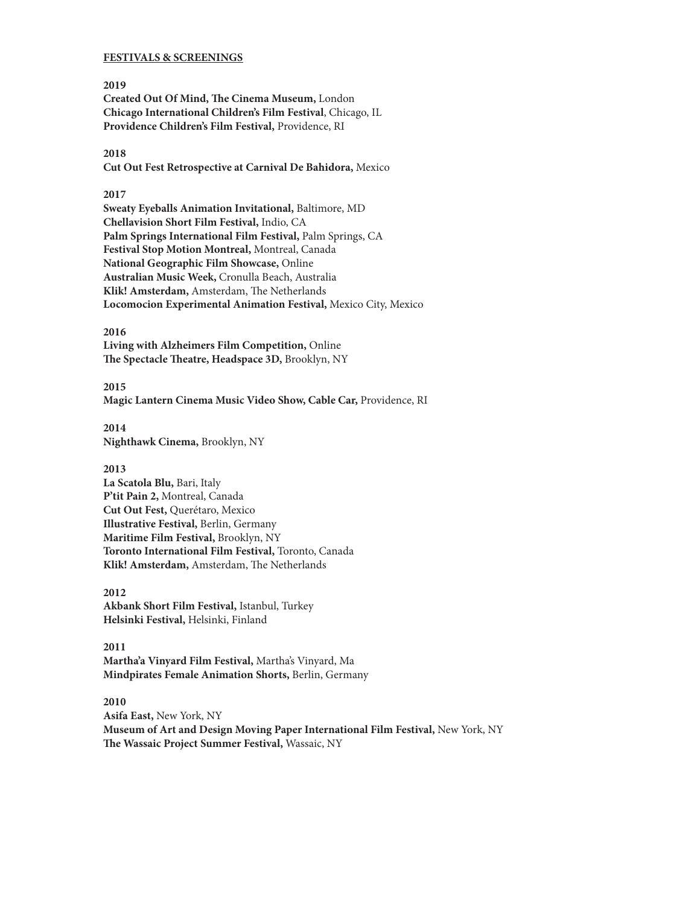## FESTIVALS & SCREENINGS

**2019**

**Created Out Of Mind, The Cinema Museum,** London
**Chicago International Children's Film Festival**, Chicago, IL
**Providence Children's Film Festival,** Providence, RI

**2018**

**Cut Out Fest Retrospective at Carnival De Bahidora,** Mexico

**2017**

**Sweaty Eyeballs Animation Invitational,** Baltimore, MD
**Chellavision Short Film Festival,** Indio, CA
**Palm Springs International Film Festival,** Palm Springs, CA
**Festival Stop Motion Montreal,** Montreal, Canada
**National Geographic Film Showcase,** Online
**Australian Music Week,** Cronulla Beach, Australia
**Klik! Amsterdam,** Amsterdam, The Netherlands
**Locomocion Experimental Animation Festival,** Mexico City, Mexico

**2016**

**Living with Alzheimers Film Competition,** Online
**The Spectacle Theatre, Headspace 3D,** Brooklyn, NY

**2015**

**Magic Lantern Cinema Music Video Show, Cable Car,** Providence, RI

**2014**

**Nighthawk Cinema,** Brooklyn, NY

**2013**

**La Scatola Blu,** Bari, Italy
**P'tit Pain 2,** Montreal, Canada
**Cut Out Fest,** Querétaro, Mexico
**Illustrative Festival,** Berlin, Germany
**Maritime Film Festival,** Brooklyn, NY
**Toronto International Film Festival,** Toronto, Canada
**Klik! Amsterdam,** Amsterdam, The Netherlands

**2012**

**Akbank Short Film Festival,** Istanbul, Turkey
**Helsinki Festival,** Helsinki, Finland

**2011**

**Martha'a Vinyard Film Festival,** Martha's Vinyard, Ma
**Mindpirates Female Animation Shorts,** Berlin, Germany

**2010**

**Asifa East,** New York, NY
**Museum of Art and Design Moving Paper International Film Festival,** New York, NY
**The Wassaic Project Summer Festival,** Wassaic, NY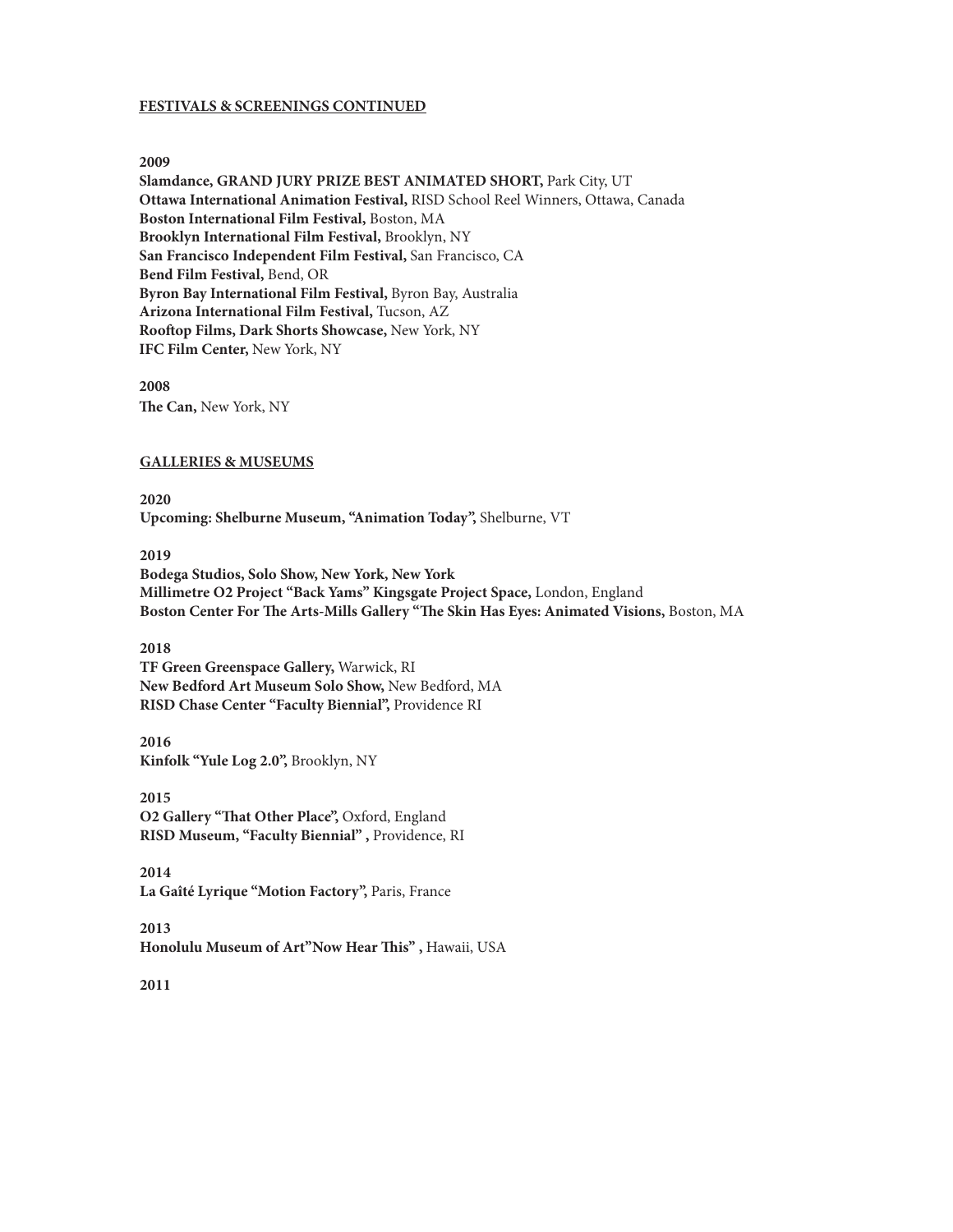**FESTIVALS & SCREENINGS CONTINUED**

**2009**

**Slamdance, GRAND JURY PRIZE BEST ANIMATED SHORT,** Park City, UT
**Ottawa International Animation Festival,** RISD School Reel Winners, Ottawa, Canada
**Boston International Film Festival,** Boston, MA
**Brooklyn International Film Festival,** Brooklyn, NY
**San Francisco Independent Film Festival,** San Francisco, CA
**Bend Film Festival,** Bend, OR
**Byron Bay International Film Festival,** Byron Bay, Australia
**Arizona International Film Festival,** Tucson, AZ
**Rooftop Films, Dark Shorts Showcase,** New York, NY
**IFC Film Center,** New York, NY

**2008**

**The Can,** New York, NY

**GALLERIES & MUSEUMS**

**2020**

**Upcoming: Shelburne Museum, "Animation Today",** Shelburne, VT

**2019**

**Bodega Studios, Solo Show, New York, New York**
**Millimetre O2 Project "Back Yams" Kingsgate Project Space,** London, England
**Boston Center For The Arts-Mills Gallery "The Skin Has Eyes: Animated Visions,** Boston, MA

**2018**

**TF Green Greenspace Gallery,** Warwick, RI
**New Bedford Art Museum Solo Show,** New Bedford, MA
**RISD Chase Center "Faculty Biennial",** Providence RI

**2016**

**Kinfolk "Yule Log 2.0",** Brooklyn, NY

**2015**

**O2 Gallery "That Other Place",** Oxford, England
**RISD Museum, "Faculty Biennial" ,** Providence, RI

**2014**

**La Gaîté Lyrique "Motion Factory",** Paris, France

**2013**

**Honolulu Museum of Art"Now Hear This" ,** Hawaii, USA

**2011**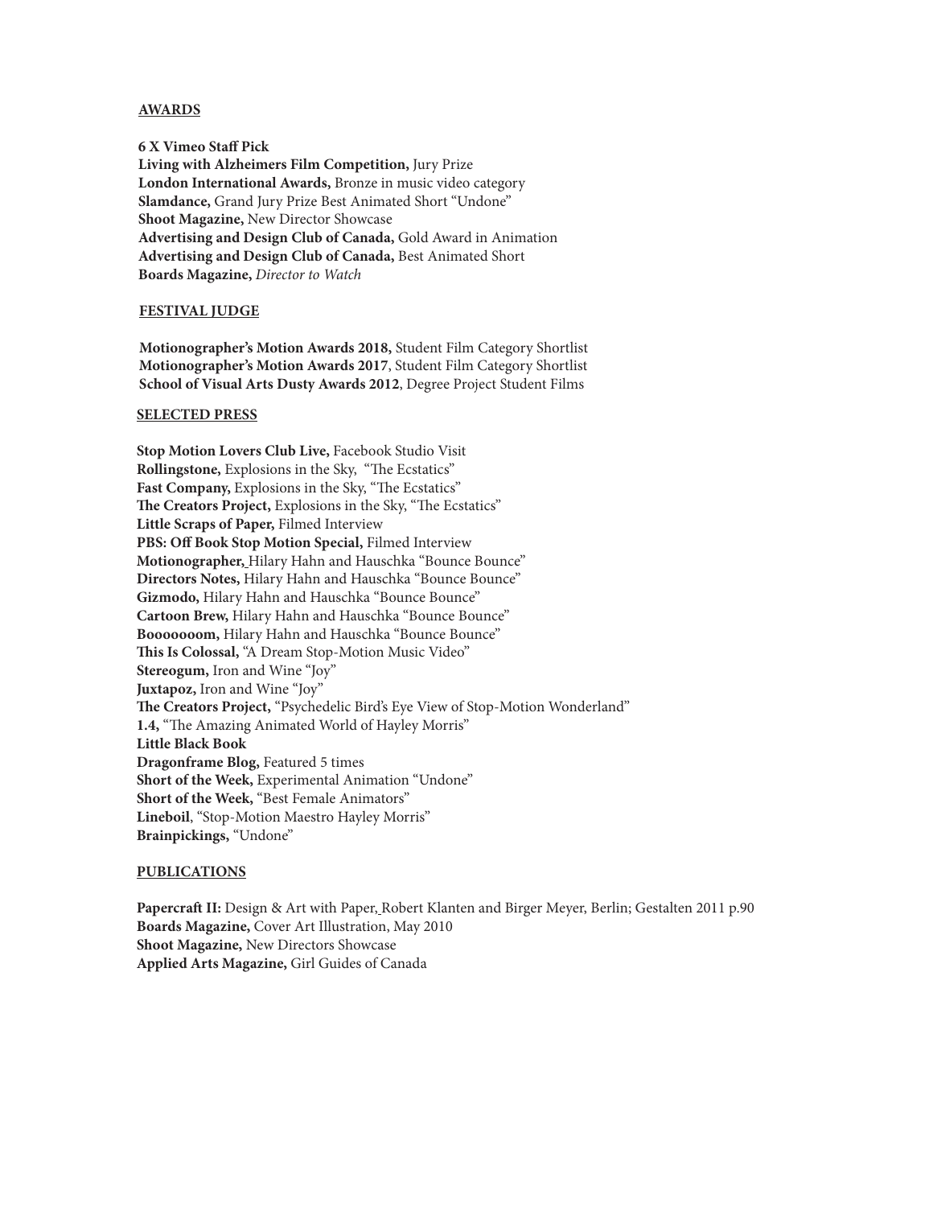## AWARDS

**6 X Vimeo Staff Pick**
**Living with Alzheimers Film Competition,** Jury Prize
**London International Awards,** Bronze in music video category
**Slamdance,** Grand Jury Prize Best Animated Short "Undone"
**Shoot Magazine,** New Director Showcase
**Advertising and Design Club of Canada,** Gold Award in Animation
**Advertising and Design Club of Canada,** Best Animated Short
**Boards Magazine,** *Director to Watch*

## FESTIVAL JUDGE

**Motionographer's Motion Awards 2018,** Student Film Category Shortlist
**Motionographer's Motion Awards 2017**, Student Film Category Shortlist
**School of Visual Arts Dusty Awards 2012**, Degree Project Student Films

## SELECTED PRESS

**Stop Motion Lovers Club Live,** Facebook Studio Visit
**Rollingstone,** Explosions in the Sky, "The Ecstatics"
**Fast Company,** Explosions in the Sky, "The Ecstatics"
**The Creators Project,** Explosions in the Sky, "The Ecstatics"
**Little Scraps of Paper,** Filmed Interview
**PBS: Off Book Stop Motion Special,** Filmed Interview
**Motionographer,** Hilary Hahn and Hauschka "Bounce Bounce"
**Directors Notes,** Hilary Hahn and Hauschka "Bounce Bounce"
**Gizmodo,** Hilary Hahn and Hauschka "Bounce Bounce"
**Cartoon Brew,** Hilary Hahn and Hauschka "Bounce Bounce"
**Booooooom,** Hilary Hahn and Hauschka "Bounce Bounce"
**This Is Colossal,** "A Dream Stop-Motion Music Video"
**Stereogum,** Iron and Wine "Joy"
**Juxtapoz,** Iron and Wine "Joy"
**The Creators Project,** "Psychedelic Bird's Eye View of Stop-Motion Wonderland"
**1.4,** "The Amazing Animated World of Hayley Morris"
**Little Black Book**
**Dragonframe Blog,** Featured 5 times
**Short of the Week,** Experimental Animation "Undone"
**Short of the Week,** "Best Female Animators"
**Lineboil**, "Stop-Motion Maestro Hayley Morris"
**Brainpickings,** "Undone"

## PUBLICATIONS

**Papercraft II:** Design & Art with Paper, Robert Klanten and Birger Meyer, Berlin; Gestalten 2011 p.90
**Boards Magazine,** Cover Art Illustration, May 2010
**Shoot Magazine,** New Directors Showcase
**Applied Arts Magazine,** Girl Guides of Canada